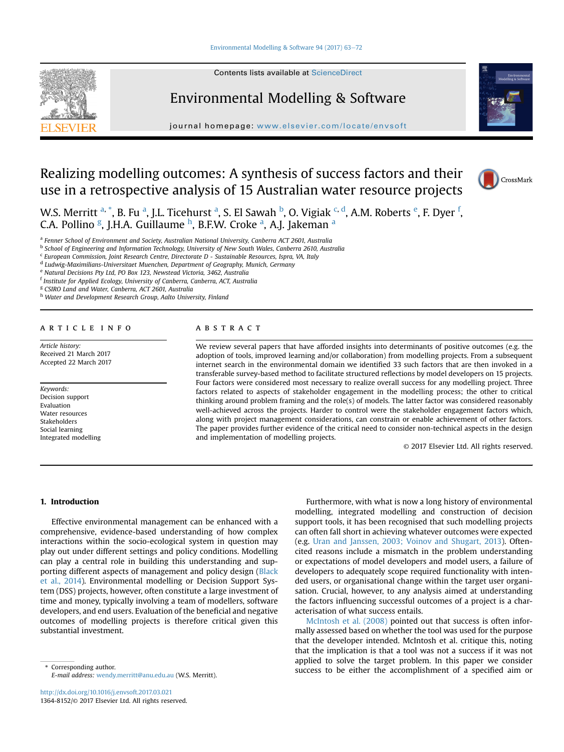# Realizing modelling outcomes: A synthesis of success factors and their use in a retrospective analysis of 15 Australian water resource projects

W.S. Merritt [a,*], B. Fu [a], J.L. Ticehurst [a], S. El Sawah [b], O. Vigiak [c,d], A.M. Roberts [e], F. Dyer [f], C.A. Pollino [g], J.H.A. Guillaume [h], B.F.W. Croke [a], A.J. Jakeman [a]

[a] Fenner School of Environment and Society, Australian National University, Canberra ACT 2601, Australia
[b] School of Engineering and Information Technology, University of New South Wales, Canberra 2610, Australia
[c] European Commission, Joint Research Centre, Directorate D - Sustainable Resources, Ispra, VA, Italy
[d] Ludwig-Maximilians-Universitaet Muenchen, Department of Geography, Munich, Germany
[e] Natural Decisions Pty Ltd, PO Box 123, Newstead Victoria, 3462, Australia
[f] Institute for Applied Ecology, University of Canberra, Canberra, ACT, Australia
[g] CSIRO Land and Water, Canberra, ACT 2601, Australia
[h] Water and Development Research Group, Aalto University, Finland

## ARTICLE INFO

*Article history:*
Received 21 March 2017
Accepted 22 March 2017

*Keywords:*
Decision support
Evaluation
Water resources
Stakeholders
Social learning
Integrated modelling

## ABSTRACT

We review several papers that have afforded insights into determinants of positive outcomes (e.g. the adoption of tools, improved learning and/or collaboration) from modelling projects. From a subsequent internet search in the environmental domain we identified 33 such factors that are then invoked in a transferable survey-based method to facilitate structured reflections by model developers on 15 projects. Four factors were considered most necessary to realize overall success for any modelling project. Three factors related to aspects of stakeholder engagement in the modelling process; the other to critical thinking around problem framing and the role(s) of models. The latter factor was considered reasonably well-achieved across the projects. Harder to control were the stakeholder engagement factors which, along with project management considerations, can constrain or enable achievement of other factors. The paper provides further evidence of the critical need to consider non-technical aspects in the design and implementation of modelling projects.

© 2017 Elsevier Ltd. All rights reserved.

## 1. Introduction

Effective environmental management can be enhanced with a comprehensive, evidence-based understanding of how complex interactions within the socio-ecological system in question may play out under different settings and policy conditions. Modelling can play a central role in building this understanding and supporting different aspects of management and policy design (Black et al., 2014). Environmental modelling or Decision Support System (DSS) projects, however, often constitute a large investment of time and money, typically involving a team of modellers, software developers, and end users. Evaluation of the beneficial and negative outcomes of modelling projects is therefore critical given this substantial investment.

Furthermore, with what is now a long history of environmental modelling, integrated modelling and construction of decision support tools, it has been recognised that such modelling projects can often fall short in achieving whatever outcomes were expected (e.g. Uran and Janssen, 2003; Voinov and Shugart, 2013). Often-cited reasons include a mismatch in the problem understanding or expectations of model developers and model users, a failure of developers to adequately scope required functionality with intended users, or organisational change within the target user organisation. Crucial, however, to any analysis aimed at understanding the factors influencing successful outcomes of a project is a characterisation of what success entails.

McIntosh et al. (2008) pointed out that success is often informally assessed based on whether the tool was used for the purpose that the developer intended. McIntosh et al. critique this, noting that the implication is that a tool was not a success if it was not applied to solve the target problem. In this paper we consider success to be either the accomplishment of a specified aim or

\* Corresponding author.
*E-mail address:* wendy.merritt@anu.edu.au (W.S. Merritt).

http://dx.doi.org/10.1016/j.envsoft.2017.03.021
1364-8152/© 2017 Elsevier Ltd. All rights reserved.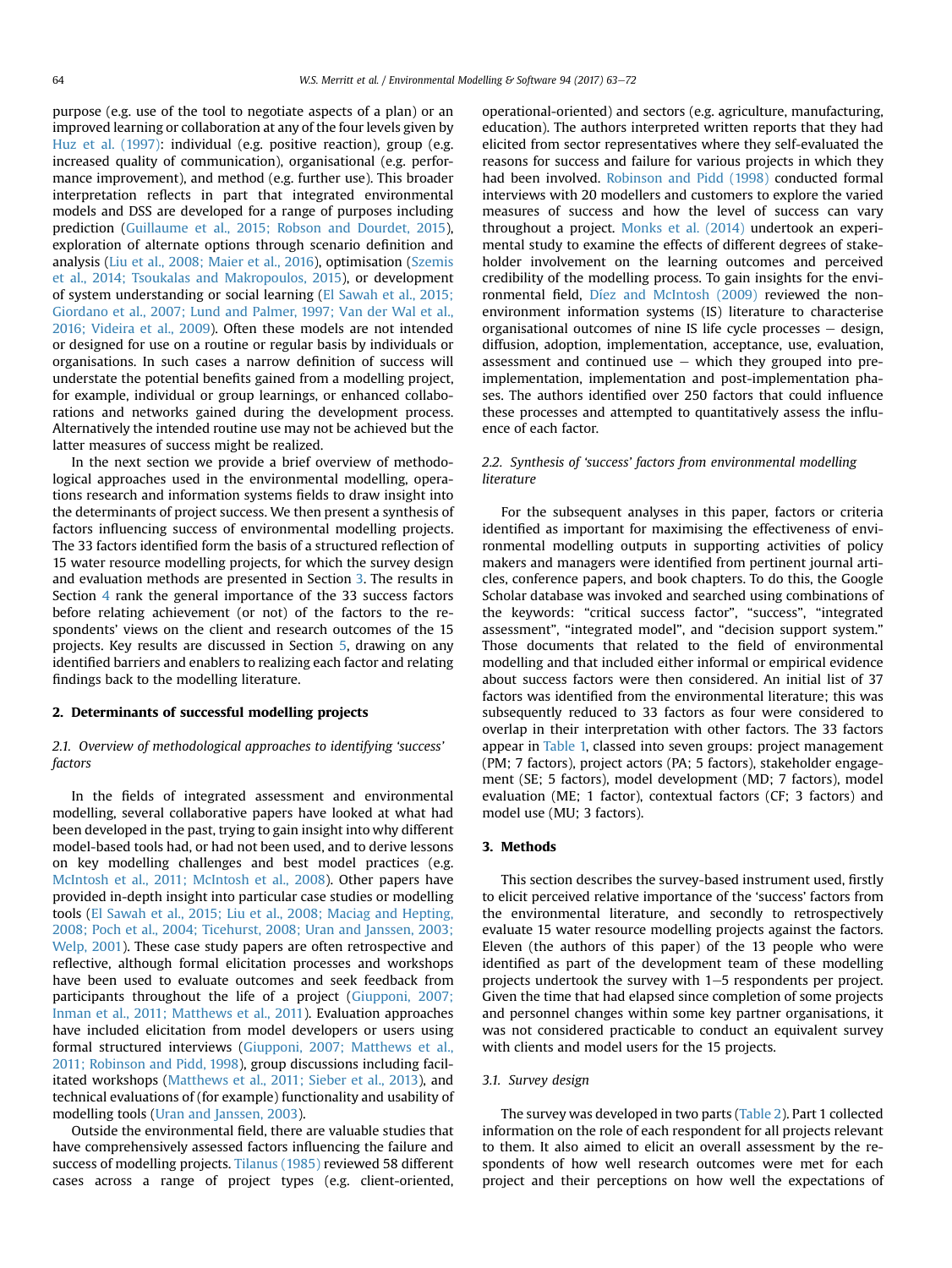purpose (e.g. use of the tool to negotiate aspects of a plan) or an improved learning or collaboration at any of the four levels given by Huz et al. (1997): individual (e.g. positive reaction), group (e.g. increased quality of communication), organisational (e.g. performance improvement), and method (e.g. further use). This broader interpretation reflects in part that integrated environmental models and DSS are developed for a range of purposes including prediction (Guillaume et al., 2015; Robson and Dourdet, 2015), exploration of alternate options through scenario definition and analysis (Liu et al., 2008; Maier et al., 2016), optimisation (Szemis et al., 2014; Tsoukalas and Makropoulos, 2015), or development of system understanding or social learning (El Sawah et al., 2015; Giordano et al., 2007; Lund and Palmer, 1997; Van der Wal et al., 2016; Videira et al., 2009). Often these models are not intended or designed for use on a routine or regular basis by individuals or organisations. In such cases a narrow definition of success will understate the potential benefits gained from a modelling project, for example, individual or group learnings, or enhanced collaborations and networks gained during the development process. Alternatively the intended routine use may not be achieved but the latter measures of success might be realized.

In the next section we provide a brief overview of methodological approaches used in the environmental modelling, operations research and information systems fields to draw insight into the determinants of project success. We then present a synthesis of factors influencing success of environmental modelling projects. The 33 factors identified form the basis of a structured reflection of 15 water resource modelling projects, for which the survey design and evaluation methods are presented in Section 3. The results in Section 4 rank the general importance of the 33 success factors before relating achievement (or not) of the factors to the respondents' views on the client and research outcomes of the 15 projects. Key results are discussed in Section 5, drawing on any identified barriers and enablers to realizing each factor and relating findings back to the modelling literature.

## 2. Determinants of successful modelling projects

### 2.1. Overview of methodological approaches to identifying 'success' factors

In the fields of integrated assessment and environmental modelling, several collaborative papers have looked at what had been developed in the past, trying to gain insight into why different model-based tools had, or had not been used, and to derive lessons on key modelling challenges and best model practices (e.g. McIntosh et al., 2011; McIntosh et al., 2008). Other papers have provided in-depth insight into particular case studies or modelling tools (El Sawah et al., 2015; Liu et al., 2008; Maciag and Hepting, 2008; Poch et al., 2004; Ticehurst, 2008; Uran and Janssen, 2003; Welp, 2001). These case study papers are often retrospective and reflective, although formal elicitation processes and workshops have been used to evaluate outcomes and seek feedback from participants throughout the life of a project (Giupponi, 2007; Inman et al., 2011; Matthews et al., 2011). Evaluation approaches have included elicitation from model developers or users using formal structured interviews (Giupponi, 2007; Matthews et al., 2011; Robinson and Pidd, 1998), group discussions including facilitated workshops (Matthews et al., 2011; Sieber et al., 2013), and technical evaluations of (for example) functionality and usability of modelling tools (Uran and Janssen, 2003).

Outside the environmental field, there are valuable studies that have comprehensively assessed factors influencing the failure and success of modelling projects. Tilanus (1985) reviewed 58 different cases across a range of project types (e.g. client-oriented, operational-oriented) and sectors (e.g. agriculture, manufacturing, education). The authors interpreted written reports that they had elicited from sector representatives where they self-evaluated the reasons for success and failure for various projects in which they had been involved. Robinson and Pidd (1998) conducted formal interviews with 20 modellers and customers to explore the varied measures of success and how the level of success can vary throughout a project. Monks et al. (2014) undertook an experimental study to examine the effects of different degrees of stakeholder involvement on the learning outcomes and perceived credibility of the modelling process. To gain insights for the environmental field, Díez and McIntosh (2009) reviewed the non-environment information systems (IS) literature to characterise organisational outcomes of nine IS life cycle processes – design, diffusion, adoption, implementation, acceptance, use, evaluation, assessment and continued use – which they grouped into pre-implementation, implementation and post-implementation phases. The authors identified over 250 factors that could influence these processes and attempted to quantitatively assess the influence of each factor.

### 2.2. Synthesis of 'success' factors from environmental modelling literature

For the subsequent analyses in this paper, factors or criteria identified as important for maximising the effectiveness of environmental modelling outputs in supporting activities of policy makers and managers were identified from pertinent journal articles, conference papers, and book chapters. To do this, the Google Scholar database was invoked and searched using combinations of the keywords: "critical success factor", "success", "integrated assessment", "integrated model", and "decision support system." Those documents that related to the field of environmental modelling and that included either informal or empirical evidence about success factors were then considered. An initial list of 37 factors was identified from the environmental literature; this was subsequently reduced to 33 factors as four were considered to overlap in their interpretation with other factors. The 33 factors appear in Table 1, classed into seven groups: project management (PM; 7 factors), project actors (PA; 5 factors), stakeholder engagement (SE; 5 factors), model development (MD; 7 factors), model evaluation (ME; 1 factor), contextual factors (CF; 3 factors) and model use (MU; 3 factors).

## 3. Methods

This section describes the survey-based instrument used, firstly to elicit perceived relative importance of the 'success' factors from the environmental literature, and secondly to retrospectively evaluate 15 water resource modelling projects against the factors. Eleven (the authors of this paper) of the 13 people who were identified as part of the development team of these modelling projects undertook the survey with 1–5 respondents per project. Given the time that had elapsed since completion of some projects and personnel changes within some key partner organisations, it was not considered practicable to conduct an equivalent survey with clients and model users for the 15 projects.

### 3.1. Survey design

The survey was developed in two parts (Table 2). Part 1 collected information on the role of each respondent for all projects relevant to them. It also aimed to elicit an overall assessment by the respondents of how well research outcomes were met for each project and their perceptions on how well the expectations of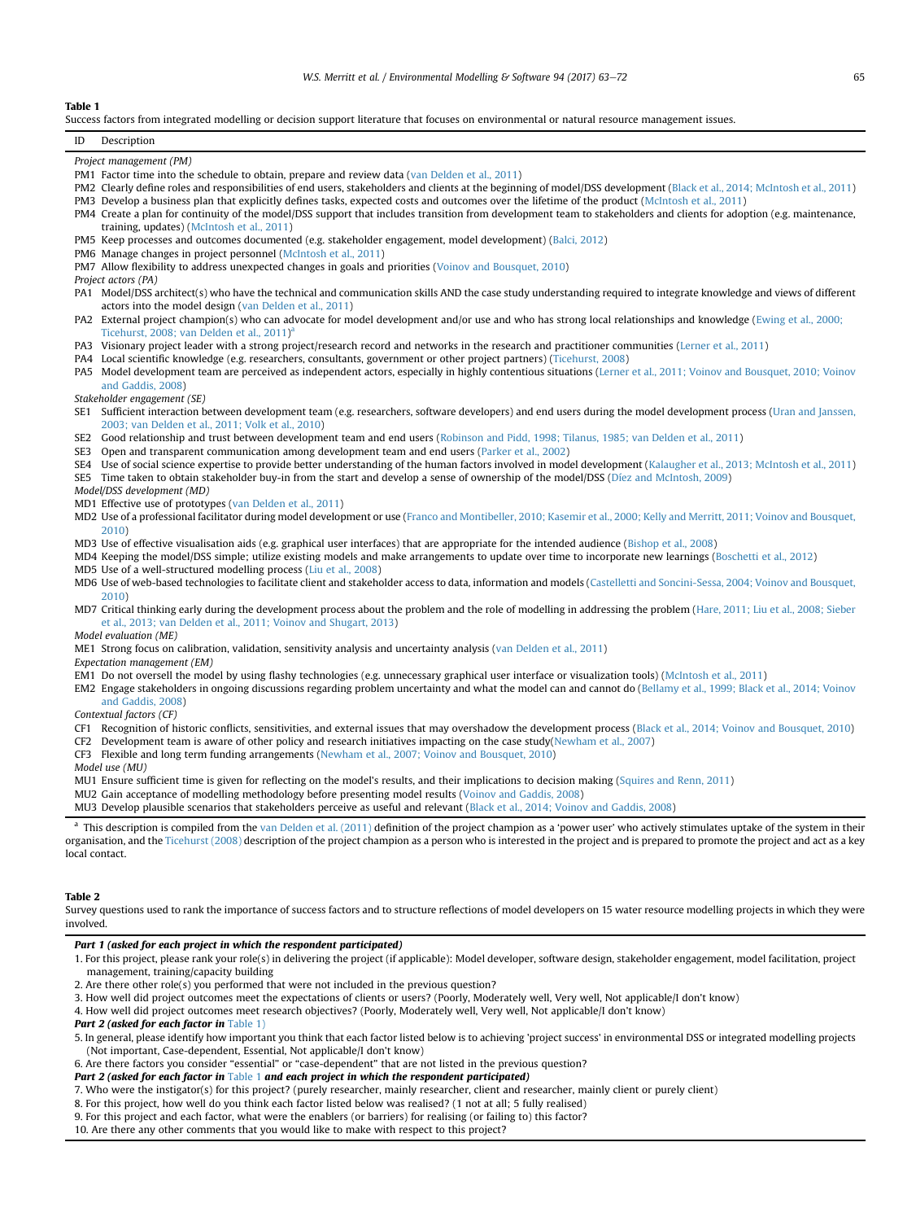**Table 1**

Success factors from integrated modelling or decision support literature that focuses on environmental or natural resource management issues.

| ID | Description |
|---|---|
| *Project management (PM)* | |
| PM1 | Factor time into the schedule to obtain, prepare and review data (van Delden et al., 2011) |
| PM2 | Clearly define roles and responsibilities of end users, stakeholders and clients at the beginning of model/DSS development (Black et al., 2014; McIntosh et al., 2011) |
| PM3 | Develop a business plan that explicitly defines tasks, expected costs and outcomes over the lifetime of the product (McIntosh et al., 2011) |
| PM4 | Create a plan for continuity of the model/DSS support that includes transition from development team to stakeholders and clients for adoption (e.g. maintenance, training, updates) (McIntosh et al., 2011) |
| PM5 | Keep processes and outcomes documented (e.g. stakeholder engagement, model development) (Balci, 2012) |
| PM6 | Manage changes in project personnel (McIntosh et al., 2011) |
| PM7 | Allow flexibility to address unexpected changes in goals and priorities (Voinov and Bousquet, 2010) |
| *Project actors (PA)* | |
| PA1 | Model/DSS architect(s) who have the technical and communication skills AND the case study understanding required to integrate knowledge and views of different actors into the model design (van Delden et al., 2011) |
| PA2 | External project champion(s) who can advocate for model development and/or use and who has strong local relationships and knowledge (Ewing et al., 2000; Ticehurst, 2008; van Delden et al., 2011)[a] |
| PA3 | Visionary project leader with a strong project/research record and networks in the research and practitioner communities (Lerner et al., 2011) |
| PA4 | Local scientific knowledge (e.g. researchers, consultants, government or other project partners) (Ticehurst, 2008) |
| PA5 | Model development team are perceived as independent actors, especially in highly contentious situations (Lerner et al., 2011; Voinov and Bousquet, 2010; Voinov and Gaddis, 2008) |
| *Stakeholder engagement (SE)* | |
| SE1 | Sufficient interaction between development team (e.g. researchers, software developers) and end users during the model development process (Uran and Janssen, 2003; van Delden et al., 2011; Volk et al., 2010) |
| SE2 | Good relationship and trust between development team and end users (Robinson and Pidd, 1998; Tilanus, 1985; van Delden et al., 2011) |
| SE3 | Open and transparent communication among development team and end users (Parker et al., 2002) |
| SE4 | Use of social science expertise to provide better understanding of the human factors involved in model development (Kalaugher et al., 2013; McIntosh et al., 2011) |
| SE5 | Time taken to obtain stakeholder buy-in from the start and develop a sense of ownership of the model/DSS (Díez and McIntosh, 2009) |
| *Model/DSS development (MD)* | |
| MD1 | Effective use of prototypes (van Delden et al., 2011) |
| MD2 | Use of a professional facilitator during model development or use (Franco and Montibeller, 2010; Kasemir et al., 2000; Kelly and Merritt, 2011; Voinov and Bousquet, 2010) |
| MD3 | Use of effective visualisation aids (e.g. graphical user interfaces) that are appropriate for the intended audience (Bishop et al., 2008) |
| MD4 | Keeping the model/DSS simple; utilize existing models and make arrangements to update over time to incorporate new learnings (Boschetti et al., 2012) |
| MD5 | Use of a well-structured modelling process (Liu et al., 2008) |
| MD6 | Use of web-based technologies to facilitate client and stakeholder access to data, information and models (Castelletti and Soncini-Sessa, 2004; Voinov and Bousquet, 2010) |
| MD7 | Critical thinking early during the development process about the problem and the role of modelling in addressing the problem (Hare, 2011; Liu et al., 2008; Sieber et al., 2013; van Delden et al., 2011; Voinov and Shugart, 2013) |
| *Model evaluation (ME)* | |
| ME1 | Strong focus on calibration, validation, sensitivity analysis and uncertainty analysis (van Delden et al., 2011) |
| *Expectation management (EM)* | |
| EM1 | Do not oversell the model by using flashy technologies (e.g. unnecessary graphical user interface or visualization tools) (McIntosh et al., 2011) |
| EM2 | Engage stakeholders in ongoing discussions regarding problem uncertainty and what the model can and cannot do (Bellamy et al., 1999; Black et al., 2014; Voinov and Gaddis, 2008) |
| *Contextual factors (CF)* | |
| CF1 | Recognition of historic conflicts, sensitivities, and external issues that may overshadow the development process (Black et al., 2014; Voinov and Bousquet, 2010) |
| CF2 | Development team is aware of other policy and research initiatives impacting on the case study(Newham et al., 2007) |
| CF3 | Flexible and long term funding arrangements (Newham et al., 2007; Voinov and Bousquet, 2010) |
| *Model use (MU)* | |
| MU1 | Ensure sufficient time is given for reflecting on the model's results, and their implications to decision making (Squires and Renn, 2011) |
| MU2 | Gain acceptance of modelling methodology before presenting model results (Voinov and Gaddis, 2008) |
| MU3 | Develop plausible scenarios that stakeholders perceive as useful and relevant (Black et al., 2014; Voinov and Gaddis, 2008) |

[a] This description is compiled from the van Delden et al. (2011) definition of the project champion as a 'power user' who actively stimulates uptake of the system in their organisation, and the Ticehurst (2008) description of the project champion as a person who is interested in the project and is prepared to promote the project and act as a key local contact.

**Table 2**

Survey questions used to rank the importance of success factors and to structure reflections of model developers on 15 water resource modelling projects in which they were involved.

***Part 1 (asked for each project in which the respondent participated)***

1. For this project, please rank your role(s) in delivering the project (if applicable): Model developer, software design, stakeholder engagement, model facilitation, project management, training/capacity building
2. Are there other role(s) you performed that were not included in the previous question?
3. How well did project outcomes meet the expectations of clients or users? (Poorly, Moderately well, Very well, Not applicable/I don't know)
4. How well did project outcomes meet research objectives? (Poorly, Moderately well, Very well, Not applicable/I don't know)

***Part 2 (asked for each factor in Table 1)***

5. In general, please identify how important you think that each factor listed below is to achieving 'project success' in environmental DSS or integrated modelling projects (Not important, Case-dependent, Essential, Not applicable/I don't know)
6. Are there factors you consider "essential" or "case-dependent" that are not listed in the previous question?

***Part 2 (asked for each factor in Table 1 and each project in which the respondent participated)***

7. Who were the instigator(s) for this project? (purely researcher, mainly researcher, client and researcher, mainly client or purely client)
8. For this project, how well do you think each factor listed below was realised? (1 not at all; 5 fully realised)
9. For this project and each factor, what were the enablers (or barriers) for realising (or failing to) this factor?
10. Are there any other comments that you would like to make with respect to this project?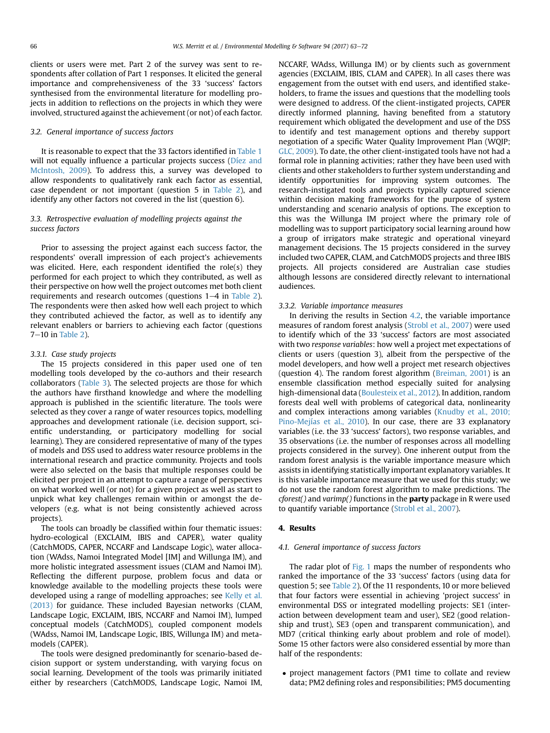clients or users were met. Part 2 of the survey was sent to respondents after collation of Part 1 responses. It elicited the general importance and comprehensiveness of the 33 'success' factors synthesised from the environmental literature for modelling projects in addition to reflections on the projects in which they were involved, structured against the achievement (or not) of each factor.

### 3.2. General importance of success factors

It is reasonable to expect that the 33 factors identified in Table 1 will not equally influence a particular projects success (Díez and McIntosh, 2009). To address this, a survey was developed to allow respondents to qualitatively rank each factor as essential, case dependent or not important (question 5 in Table 2), and identify any other factors not covered in the list (question 6).

### 3.3. Retrospective evaluation of modelling projects against the success factors

Prior to assessing the project against each success factor, the respondents' overall impression of each project's achievements was elicited. Here, each respondent identified the role(s) they performed for each project to which they contributed, as well as their perspective on how well the project outcomes met both client requirements and research outcomes (questions 1–4 in Table 2). The respondents were then asked how well each project to which they contributed achieved the factor, as well as to identify any relevant enablers or barriers to achieving each factor (questions 7–10 in Table 2).

#### 3.3.1. Case study projects

The 15 projects considered in this paper used one of ten modelling tools developed by the co-authors and their research collaborators (Table 3). The selected projects are those for which the authors have firsthand knowledge and where the modelling approach is published in the scientific literature. The tools were selected as they cover a range of water resources topics, modelling approaches and development rationale (i.e. decision support, scientific understanding, or participatory modelling for social learning). They are considered representative of many of the types of models and DSS used to address water resource problems in the international research and practice community. Projects and tools were also selected on the basis that multiple responses could be elicited per project in an attempt to capture a range of perspectives on what worked well (or not) for a given project as well as start to unpick what key challenges remain within or amongst the developers (e.g. what is not being consistently achieved across projects).

The tools can broadly be classified within four thematic issues: hydro-ecological (EXCLAIM, IBIS and CAPER), water quality (CatchMODS, CAPER, NCCARF and Landscape Logic), water allocation (WAdss, Namoi Integrated Model [IM] and Willunga IM), and more holistic integrated assessment issues (CLAM and Namoi IM). Reflecting the different purpose, problem focus and data or knowledge available to the modelling projects these tools were developed using a range of modelling approaches; see Kelly et al. (2013) for guidance. These included Bayesian networks (CLAM, Landscape Logic, EXCLAIM, IBIS, NCCARF and Namoi IM), lumped conceptual models (CatchMODS), coupled component models (WAdss, Namoi IM, Landscape Logic, IBIS, Willunga IM) and meta-models (CAPER).

The tools were designed predominantly for scenario-based decision support or system understanding, with varying focus on social learning. Development of the tools was primarily initiated either by researchers (CatchMODS, Landscape Logic, Namoi IM, NCCARF, WAdss, Willunga IM) or by clients such as government agencies (EXCLAIM, IBIS, CLAM and CAPER). In all cases there was engagement from the outset with end users, and identified stakeholders, to frame the issues and questions that the modelling tools were designed to address. Of the client-instigated projects, CAPER directly informed planning, having benefited from a statutory requirement which obligated the development and use of the DSS to identify and test management options and thereby support negotiation of a specific Water Quality Improvement Plan (WQIP; GLC, 2009). To date, the other client-instigated tools have not had a formal role in planning activities; rather they have been used with clients and other stakeholders to further system understanding and identify opportunities for improving system outcomes. The research-instigated tools and projects typically captured science within decision making frameworks for the purpose of system understanding and scenario analysis of options. The exception to this was the Willunga IM project where the primary role of modelling was to support participatory social learning around how a group of irrigators make strategic and operational vineyard management decisions. The 15 projects considered in the survey included two CAPER, CLAM, and CatchMODS projects and three IBIS projects. All projects considered are Australian case studies although lessons are considered directly relevant to international audiences.

#### 3.3.2. Variable importance measures

In deriving the results in Section 4.2, the variable importance measures of random forest analysis (Strobl et al., 2007) were used to identify which of the 33 'success' factors are most associated with two *response variables*: how well a project met expectations of clients or users (question 3), albeit from the perspective of the model developers, and how well a project met research objectives (question 4). The random forest algorithm (Breiman, 2001) is an ensemble classification method especially suited for analysing high-dimensional data (Boulesteix et al., 2012). In addition, random forests deal well with problems of categorical data, nonlinearity and complex interactions among variables (Knudby et al., 2010; Pino-Mejías et al., 2010). In our case, there are 33 explanatory variables (i.e. the 33 'success' factors), two response variables, and 35 observations (i.e. the number of responses across all modelling projects considered in the survey). One inherent output from the random forest analysis is the variable importance measure which assists in identifying statistically important explanatory variables. It is this variable importance measure that we used for this study; we do not use the random forest algorithm to make predictions. The *cforest()* and *varimp()* functions in the **party** package in R were used to quantify variable importance (Strobl et al., 2007).

## 4. Results

### 4.1. General importance of success factors

The radar plot of Fig. 1 maps the number of respondents who ranked the importance of the 33 'success' factors (using data for question 5; see Table 2). Of the 11 respondents, 10 or more believed that four factors were essential in achieving 'project success' in environmental DSS or integrated modelling projects: SE1 (interaction between development team and user), SE2 (good relationship and trust), SE3 (open and transparent communication), and MD7 (critical thinking early about problem and role of model). Some 15 other factors were also considered essential by more than half of the respondents:

- project management factors (PM1 time to collate and review data; PM2 defining roles and responsibilities; PM5 documenting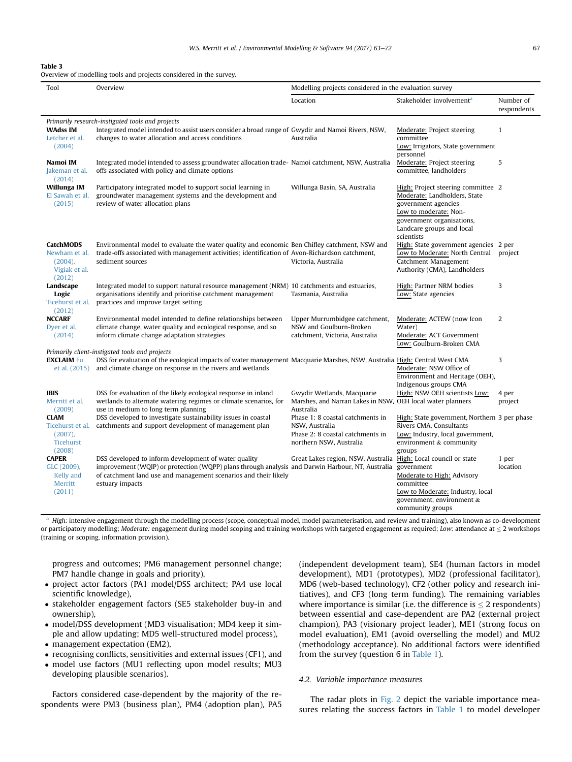**Table 3**
Overview of modelling tools and projects considered in the survey.

| Tool | Overview | Modelling projects considered in the evaluation survey | | |
|---|---|---|---|---|
| | | Location | Stakeholder involvement[a] | Number of respondents |
| *Primarily research-instigated tools and projects* | | | | |
| **WAdss IM** Letcher et al. (2004) | Integrated model intended to assist users consider a broad range of changes to water allocation and access conditions | Gwydir and Namoi Rivers, NSW, Australia | Moderate: Project steering committee<br>Low: Irrigators, State government personnel | 1 |
| **Namoi IM** Jakeman et al. (2014) | Integrated model intended to assess groundwater allocation trade-offs associated with policy and climate options | Namoi catchment, NSW, Australia | Moderate: Project steering committee, landholders | 5 |
| **Willunga IM** El Sawah et al. (2015) | Participatory integrated model to **s**upport social learning in groundwater management systems and the development and review of water allocation plans | Willunga Basin, SA, Australia | High: Project steering committee<br>Moderate: Landholders, State government agencies<br>Low to moderate: Non-government organisations, Landcare groups and local scientists | 2 |
| **CatchMODS** Newham et al. (2004), Vigiak et al. (2012) | Environmental model to evaluate the water quality and economic trade-offs associated with management activities; identification of sediment sources | Ben Chifley catchment, NSW and Avon-Richardson catchment, Victoria, Australia | High: State government agencies<br>Low to Moderate: North Central Catchment Management Authority (CMA), Landholders | 2 per project |
| **Landscape Logic** Ticehurst et al. (2012) | Integrated model to support natural resource management (NRM) organisations identify and prioritise catchment management practices and improve target setting | 10 catchments and estuaries, Tasmania, Australia | High: Partner NRM bodies<br>Low: State agencies | 3 |
| **NCCARF** Dyer et al. (2014) | Environmental model intended to define relationships between climate change, water quality and ecological response, and so inform climate change adaptation strategies | Upper Murrumbidgee catchment, NSW and Goulburn-Broken catchment, Victoria, Australia | Moderate: ACTEW (now Icon Water)<br>Moderate: ACT Government<br>Low: Goulburn-Broken CMA | 2 |
| *Primarily client-instigated tools and projects* | | | | |
| **EXCLAIM** Fu et al. (2015) | DSS for evaluation of the ecological impacts of water management and climate change on response in the rivers and wetlands | Macquarie Marshes, NSW, Australia | High: Central West CMA<br>Moderate: NSW Office of Environment and Heritage (OEH), Indigenous groups CMA | 3 |
| **IBIS** Merritt et al. (2009) | DSS for evaluation of the likely ecological response in inland wetlands to alternate watering regimes or climate scenarios, for use in medium to long term planning | Gwydir Wetlands, Macquarie Marshes, and Narran Lakes in NSW, Australia | High: NSW OEH scientists Low: OEH local water planners | 4 per project |
| **CLAM** Ticehurst et al. (2007), Ticehurst (2008) | DSS developed to investigate sustainability issues in coastal catchments and support development of management plan | Phase 1: 8 coastal catchments in NSW, Australia<br>Phase 2: 8 coastal catchments in northern NSW, Australia | High: State government, Northern Rivers CMA, Consultants<br>Low: Industry, local government, environment & community groups | 3 per phase |
| **CAPER** GLC (2009), Kelly and Merritt (2011) | DSS developed to inform development of water quality improvement (WQIP) or protection (WQPP) plans through analysis of catchment land use and management scenarios and their likely estuary impacts | Great Lakes region, NSW, Australia and Darwin Harbour, NT, Australia | High: Local council or state government<br>Moderate to High: Advisory committee<br>Low to Moderate: Industry, local government, environment & community groups | 1 per location |

[a] *High:* intensive engagement through the modelling process (scope, conceptual model, model parameterisation, and review and training), also known as co-development or participatory modelling; *Moderate:* engagement during model scoping and training workshops with targeted engagement as required; *Low:* attendance at $\leq 2$ workshops (training or scoping, information provision).

progress and outcomes; PM6 management personnel change; PM7 handle change in goals and priority),

- project actor factors (PA1 model/DSS architect; PA4 use local scientific knowledge),
- stakeholder engagement factors (SE5 stakeholder buy-in and ownership),
- model/DSS development (MD3 visualisation; MD4 keep it simple and allow updating; MD5 well-structured model process),
- management expectation (EM2),
- recognising conflicts, sensitivities and external issues (CF1), and
- model use factors (MU1 reflecting upon model results; MU3 developing plausible scenarios).

Factors considered case-dependent by the majority of the respondents were PM3 (business plan), PM4 (adoption plan), PA5 (independent development team), SE4 (human factors in model development), MD1 (prototypes), MD2 (professional facilitator), MD6 (web-based technology), CF2 (other policy and research initiatives), and CF3 (long term funding). The remaining variables where importance is similar (i.e. the difference is $\leq 2$ respondents) between essential and case-dependent are PA2 (external project champion), PA3 (visionary project leader), ME1 (strong focus on model evaluation), EM1 (avoid overselling the model) and MU2 (methodology acceptance). No additional factors were identified from the survey (question 6 in Table 1).

### 4.2. Variable importance measures

The radar plots in Fig. 2 depict the variable importance measures relating the success factors in Table 1 to model developer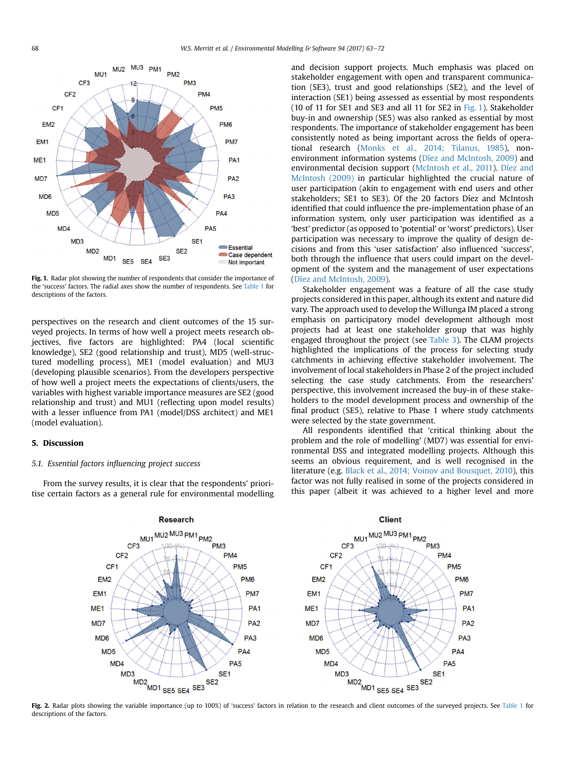Fig. 1. Radar plot showing the number of respondents that consider the importance of the 'success' factors. The radial axes show the number of respondents. See Table 1 for descriptions of the factors.

perspectives on the research and client outcomes of the 15 surveyed projects. In terms of how well a project meets research objectives, five factors are highlighted: PA4 (local scientific knowledge), SE2 (good relationship and trust), MD5 (well-structured modelling process), ME1 (model evaluation) and MU3 (developing plausible scenarios). From the developers perspective of how well a project meets the expectations of clients/users, the variables with highest variable importance measures are SE2 (good relationship and trust) and MU1 (reflecting upon model results) with a lesser influence from PA1 (model/DSS architect) and ME1 (model evaluation).

## 5. Discussion

### 5.1. Essential factors influencing project success

From the survey results, it is clear that the respondents' prioritise certain factors as a general rule for environmental modelling and decision support projects. Much emphasis was placed on stakeholder engagement with open and transparent communication (SE3), trust and good relationships (SE2), and the level of interaction (SE1) being assessed as essential by most respondents (10 of 11 for SE1 and SE3 and all 11 for SE2 in Fig. 1). Stakeholder buy-in and ownership (SE5) was also ranked as essential by most respondents. The importance of stakeholder engagement has been consistently noted as being important across the fields of operational research (Monks et al., 2014; Tilanus, 1985), non-environment information systems (Díez and McIntosh, 2009) and environmental decision support (McIntosh et al., 2011). Díez and McIntosh (2009) in particular highlighted the crucial nature of user participation (akin to engagement with end users and other stakeholders; SE1 to SE3). Of the 20 factors Díez and McIntosh identified that could influence the pre-implementation phase of an information system, only user participation was identified as a 'best' predictor (as opposed to 'potential' or 'worst' predictors). User participation was necessary to improve the quality of design decisions and from this 'user satisfaction' also influenced 'success', both through the influence that users could impart on the development of the system and the management of user expectations (Díez and McIntosh, 2009).

Stakeholder engagement was a feature of all the case study projects considered in this paper, although its extent and nature did vary. The approach used to develop the Willunga IM placed a strong emphasis on participatory model development although most projects had at least one stakeholder group that was highly engaged throughout the project (see Table 3). The CLAM projects highlighted the implications of the process for selecting study catchments in achieving effective stakeholder involvement. The involvement of local stakeholders in Phase 2 of the project included selecting the case study catchments. From the researchers' perspective, this involvement increased the buy-in of these stakeholders to the model development process and ownership of the final product (SE5), relative to Phase 1 where study catchments were selected by the state government.

All respondents identified that 'critical thinking about the problem and the role of modelling' (MD7) was essential for environmental DSS and integrated modelling projects. Although this seems an obvious requirement, and is well recognised in the literature (e.g. Black et al., 2014; Voinov and Bousquet, 2010), this factor was not fully realised in some of the projects considered in this paper (albeit it was achieved to a higher level and more

Fig. 2. Radar plots showing the variable importance (up to 100%) of 'success' factors in relation to the research and client outcomes of the surveyed projects. See Table 1 for descriptions of the factors.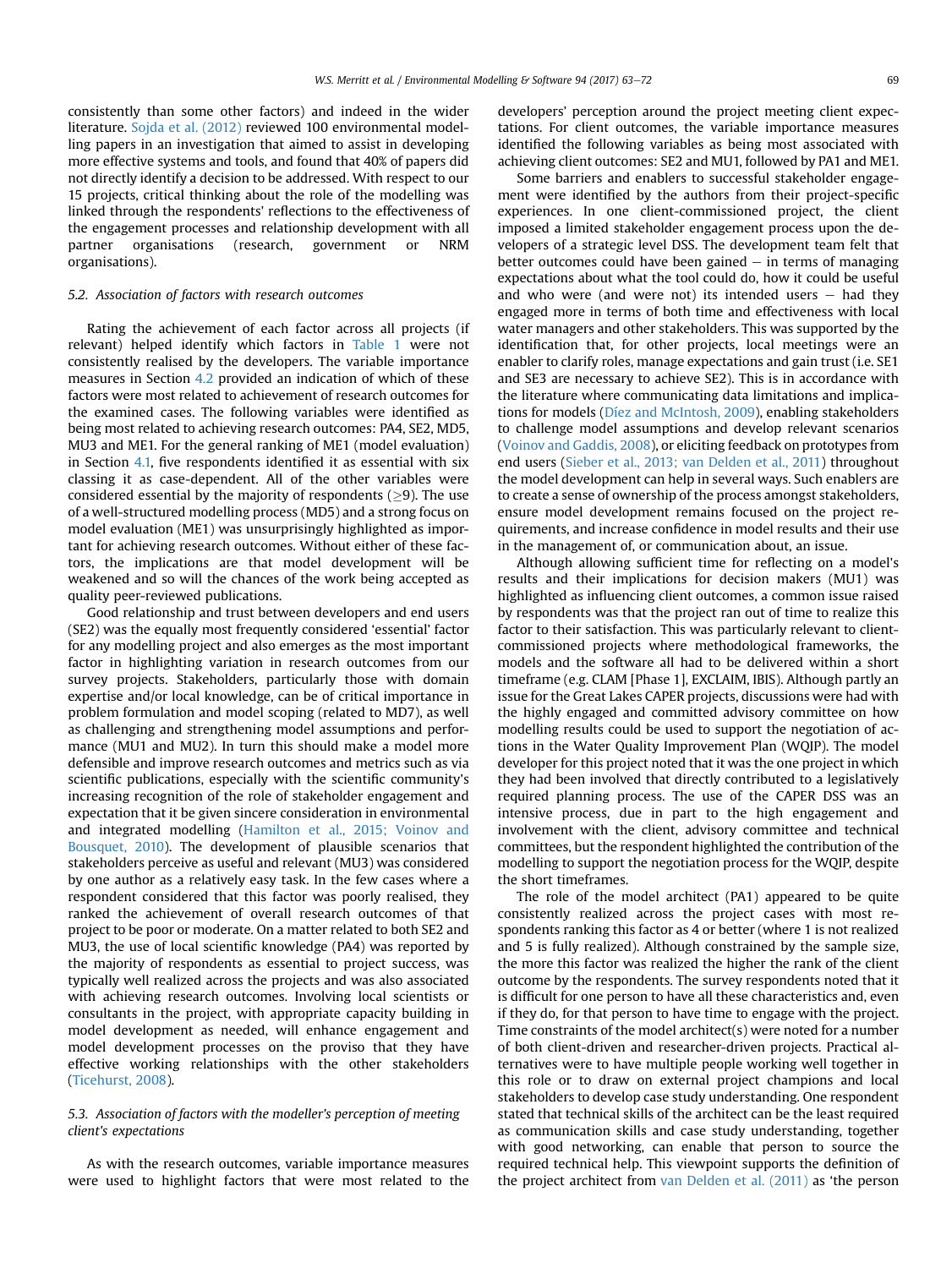consistently than some other factors) and indeed in the wider literature. Sojda et al. (2012) reviewed 100 environmental modelling papers in an investigation that aimed to assist in developing more effective systems and tools, and found that 40% of papers did not directly identify a decision to be addressed. With respect to our 15 projects, critical thinking about the role of the modelling was linked through the respondents' reflections to the effectiveness of the engagement processes and relationship development with all partner organisations (research, government or NRM organisations).

### 5.2. Association of factors with research outcomes

Rating the achievement of each factor across all projects (if relevant) helped identify which factors in Table 1 were not consistently realised by the developers. The variable importance measures in Section 4.2 provided an indication of which of these factors were most related to achievement of research outcomes for the examined cases. The following variables were identified as being most related to achieving research outcomes: PA4, SE2, MD5, MU3 and ME1. For the general ranking of ME1 (model evaluation) in Section 4.1, five respondents identified it as essential with six classing it as case-dependent. All of the other variables were considered essential by the majority of respondents ($\geq$9). The use of a well-structured modelling process (MD5) and a strong focus on model evaluation (ME1) was unsurprisingly highlighted as important for achieving research outcomes. Without either of these factors, the implications are that model development will be weakened and so will the chances of the work being accepted as quality peer-reviewed publications.

Good relationship and trust between developers and end users (SE2) was the equally most frequently considered 'essential' factor for any modelling project and also emerges as the most important factor in highlighting variation in research outcomes from our survey projects. Stakeholders, particularly those with domain expertise and/or local knowledge, can be of critical importance in problem formulation and model scoping (related to MD7), as well as challenging and strengthening model assumptions and performance (MU1 and MU2). In turn this should make a model more defensible and improve research outcomes and metrics such as via scientific publications, especially with the scientific community's increasing recognition of the role of stakeholder engagement and expectation that it be given sincere consideration in environmental and integrated modelling (Hamilton et al., 2015; Voinov and Bousquet, 2010). The development of plausible scenarios that stakeholders perceive as useful and relevant (MU3) was considered by one author as a relatively easy task. In the few cases where a respondent considered that this factor was poorly realised, they ranked the achievement of overall research outcomes of that project to be poor or moderate. On a matter related to both SE2 and MU3, the use of local scientific knowledge (PA4) was reported by the majority of respondents as essential to project success, was typically well realized across the projects and was also associated with achieving research outcomes. Involving local scientists or consultants in the project, with appropriate capacity building in model development as needed, will enhance engagement and model development processes on the proviso that they have effective working relationships with the other stakeholders (Ticehurst, 2008).

### 5.3. Association of factors with the modeller's perception of meeting client's expectations

As with the research outcomes, variable importance measures were used to highlight factors that were most related to the developers' perception around the project meeting client expectations. For client outcomes, the variable importance measures identified the following variables as being most associated with achieving client outcomes: SE2 and MU1, followed by PA1 and ME1.

Some barriers and enablers to successful stakeholder engagement were identified by the authors from their project-specific experiences. In one client-commissioned project, the client imposed a limited stakeholder engagement process upon the developers of a strategic level DSS. The development team felt that better outcomes could have been gained – in terms of managing expectations about what the tool could do, how it could be useful and who were (and were not) its intended users – had they engaged more in terms of both time and effectiveness with local water managers and other stakeholders. This was supported by the identification that, for other projects, local meetings were an enabler to clarify roles, manage expectations and gain trust (i.e. SE1 and SE3 are necessary to achieve SE2). This is in accordance with the literature where communicating data limitations and implications for models (Díez and McIntosh, 2009), enabling stakeholders to challenge model assumptions and develop relevant scenarios (Voinov and Gaddis, 2008), or eliciting feedback on prototypes from end users (Sieber et al., 2013; van Delden et al., 2011) throughout the model development can help in several ways. Such enablers are to create a sense of ownership of the process amongst stakeholders, ensure model development remains focused on the project requirements, and increase confidence in model results and their use in the management of, or communication about, an issue.

Although allowing sufficient time for reflecting on a model's results and their implications for decision makers (MU1) was highlighted as influencing client outcomes, a common issue raised by respondents was that the project ran out of time to realize this factor to their satisfaction. This was particularly relevant to client-commissioned projects where methodological frameworks, the models and the software all had to be delivered within a short timeframe (e.g. CLAM [Phase 1], EXCLAIM, IBIS). Although partly an issue for the Great Lakes CAPER projects, discussions were had with the highly engaged and committed advisory committee on how modelling results could be used to support the negotiation of actions in the Water Quality Improvement Plan (WQIP). The model developer for this project noted that it was the one project in which they had been involved that directly contributed to a legislatively required planning process. The use of the CAPER DSS was an intensive process, due in part to the high engagement and involvement with the client, advisory committee and technical committees, but the respondent highlighted the contribution of the modelling to support the negotiation process for the WQIP, despite the short timeframes.

The role of the model architect (PA1) appeared to be quite consistently realized across the project cases with most respondents ranking this factor as 4 or better (where 1 is not realized and 5 is fully realized). Although constrained by the sample size, the more this factor was realized the higher the rank of the client outcome by the respondents. The survey respondents noted that it is difficult for one person to have all these characteristics and, even if they do, for that person to have time to engage with the project. Time constraints of the model architect(s) were noted for a number of both client-driven and researcher-driven projects. Practical alternatives were to have multiple people working well together in this role or to draw on external project champions and local stakeholders to develop case study understanding. One respondent stated that technical skills of the architect can be the least required as communication skills and case study understanding, together with good networking, can enable that person to source the required technical help. This viewpoint supports the definition of the project architect from van Delden et al. (2011) as 'the person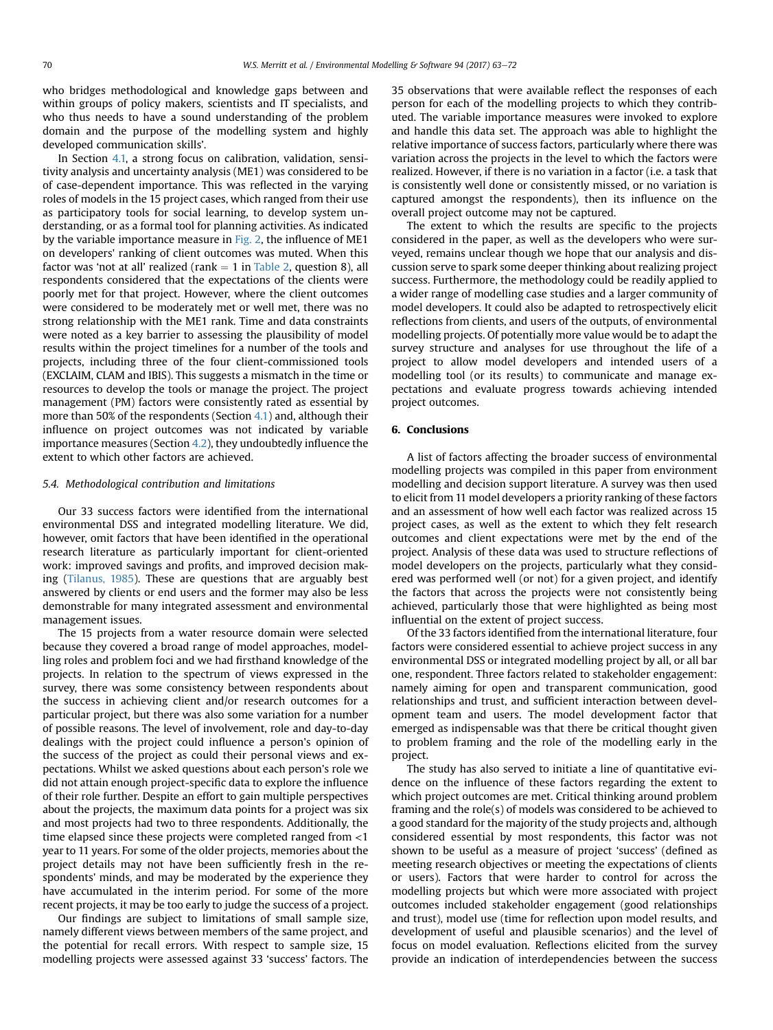who bridges methodological and knowledge gaps between and within groups of policy makers, scientists and IT specialists, and who thus needs to have a sound understanding of the problem domain and the purpose of the modelling system and highly developed communication skills'.

In Section 4.1, a strong focus on calibration, validation, sensitivity analysis and uncertainty analysis (ME1) was considered to be of case-dependent importance. This was reflected in the varying roles of models in the 15 project cases, which ranged from their use as participatory tools for social learning, to develop system understanding, or as a formal tool for planning activities. As indicated by the variable importance measure in Fig. 2, the influence of ME1 on developers' ranking of client outcomes was muted. When this factor was 'not at all' realized (rank = 1 in Table 2, question 8), all respondents considered that the expectations of the clients were poorly met for that project. However, where the client outcomes were considered to be moderately met or well met, there was no strong relationship with the ME1 rank. Time and data constraints were noted as a key barrier to assessing the plausibility of model results within the project timelines for a number of the tools and projects, including three of the four client-commissioned tools (EXCLAIM, CLAM and IBIS). This suggests a mismatch in the time or resources to develop the tools or manage the project. The project management (PM) factors were consistently rated as essential by more than 50% of the respondents (Section 4.1) and, although their influence on project outcomes was not indicated by variable importance measures (Section 4.2), they undoubtedly influence the extent to which other factors are achieved.

### 5.4. Methodological contribution and limitations

Our 33 success factors were identified from the international environmental DSS and integrated modelling literature. We did, however, omit factors that have been identified in the operational research literature as particularly important for client-oriented work: improved savings and profits, and improved decision making (Tilanus, 1985). These are questions that are arguably best answered by clients or end users and the former may also be less demonstrable for many integrated assessment and environmental management issues.

The 15 projects from a water resource domain were selected because they covered a broad range of model approaches, modelling roles and problem foci and we had firsthand knowledge of the projects. In relation to the spectrum of views expressed in the survey, there was some consistency between respondents about the success in achieving client and/or research outcomes for a particular project, but there was also some variation for a number of possible reasons. The level of involvement, role and day-to-day dealings with the project could influence a person's opinion of the success of the project as could their personal views and expectations. Whilst we asked questions about each person's role we did not attain enough project-specific data to explore the influence of their role further. Despite an effort to gain multiple perspectives about the projects, the maximum data points for a project was six and most projects had two to three respondents. Additionally, the time elapsed since these projects were completed ranged from <1 year to 11 years. For some of the older projects, memories about the project details may not have been sufficiently fresh in the respondents' minds, and may be moderated by the experience they have accumulated in the interim period. For some of the more recent projects, it may be too early to judge the success of a project.

Our findings are subject to limitations of small sample size, namely different views between members of the same project, and the potential for recall errors. With respect to sample size, 15 modelling projects were assessed against 33 'success' factors. The 35 observations that were available reflect the responses of each person for each of the modelling projects to which they contributed. The variable importance measures were invoked to explore and handle this data set. The approach was able to highlight the relative importance of success factors, particularly where there was variation across the projects in the level to which the factors were realized. However, if there is no variation in a factor (i.e. a task that is consistently well done or consistently missed, or no variation is captured amongst the respondents), then its influence on the overall project outcome may not be captured.

The extent to which the results are specific to the projects considered in the paper, as well as the developers who were surveyed, remains unclear though we hope that our analysis and discussion serve to spark some deeper thinking about realizing project success. Furthermore, the methodology could be readily applied to a wider range of modelling case studies and a larger community of model developers. It could also be adapted to retrospectively elicit reflections from clients, and users of the outputs, of environmental modelling projects. Of potentially more value would be to adapt the survey structure and analyses for use throughout the life of a project to allow model developers and intended users of a modelling tool (or its results) to communicate and manage expectations and evaluate progress towards achieving intended project outcomes.

## 6. Conclusions

A list of factors affecting the broader success of environmental modelling projects was compiled in this paper from environment modelling and decision support literature. A survey was then used to elicit from 11 model developers a priority ranking of these factors and an assessment of how well each factor was realized across 15 project cases, as well as the extent to which they felt research outcomes and client expectations were met by the end of the project. Analysis of these data was used to structure reflections of model developers on the projects, particularly what they considered was performed well (or not) for a given project, and identify the factors that across the projects were not consistently being achieved, particularly those that were highlighted as being most influential on the extent of project success.

Of the 33 factors identified from the international literature, four factors were considered essential to achieve project success in any environmental DSS or integrated modelling project by all, or all bar one, respondent. Three factors related to stakeholder engagement: namely aiming for open and transparent communication, good relationships and trust, and sufficient interaction between development team and users. The model development factor that emerged as indispensable was that there be critical thought given to problem framing and the role of the modelling early in the project.

The study has also served to initiate a line of quantitative evidence on the influence of these factors regarding the extent to which project outcomes are met. Critical thinking around problem framing and the role(s) of models was considered to be achieved to a good standard for the majority of the study projects and, although considered essential by most respondents, this factor was not shown to be useful as a measure of project 'success' (defined as meeting research objectives or meeting the expectations of clients or users). Factors that were harder to control for across the modelling projects but which were more associated with project outcomes included stakeholder engagement (good relationships and trust), model use (time for reflection upon model results, and development of useful and plausible scenarios) and the level of focus on model evaluation. Reflections elicited from the survey provide an indication of interdependencies between the success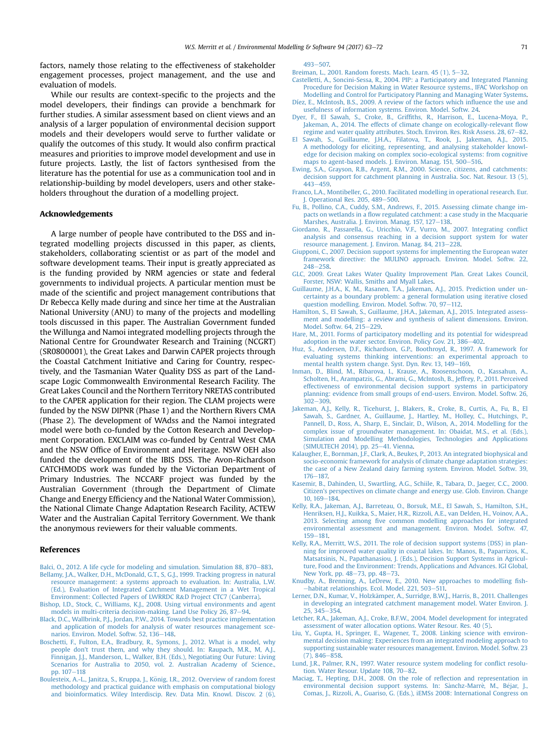factors, namely those relating to the effectiveness of stakeholder engagement processes, project management, and the use and evaluation of models.

While our results are context-specific to the projects and the model developers, their findings can provide a benchmark for further studies. A similar assessment based on client views and an analysis of a larger population of environmental decision support models and their developers would serve to further validate or qualify the outcomes of this study. It would also confirm practical measures and priorities to improve model development and use in future projects. Lastly, the list of factors synthesised from the literature has the potential for use as a communication tool and in relationship-building by model developers, users and other stakeholders throughout the duration of a modelling project.

## Acknowledgements

A large number of people have contributed to the DSS and integrated modelling projects discussed in this paper, as clients, stakeholders, collaborating scientist or as part of the model and software development teams. Their input is greatly appreciated as is the funding provided by NRM agencies or state and federal governments to individual projects. A particular mention must be made of the scientific and project management contributions that Dr Rebecca Kelly made during and since her time at the Australian National University (ANU) to many of the projects and modelling tools discussed in this paper. The Australian Government funded the Willunga and Namoi integrated modelling projects through the National Centre for Groundwater Research and Training (NCGRT) (SR0800001), the Great Lakes and Darwin CAPER projects through the Coastal Catchment Initiative and Caring for Country, respectively, and the Tasmanian Water Quality DSS as part of the Landscape Logic Commonwealth Environmental Research Facility. The Great Lakes Council and the Northern Territory NRETAS contributed to the CAPER application for their region. The CLAM projects were funded by the NSW DIPNR (Phase 1) and the Northern Rivers CMA (Phase 2). The development of WAdss and the Namoi integrated model were both co-funded by the Cotton Research and Development Corporation. EXCLAIM was co-funded by Central West CMA and the NSW Office of Environment and Heritage. NSW OEH also funded the development of the IBIS DSS. The Avon-Richardson CATCHMODS work was funded by the Victorian Department of Primary Industries. The NCCARF project was funded by the Australian Government (through the Department of Climate Change and Energy Efficiency and the National Water Commission), the National Climate Change Adaptation Research Facility, ACTEW Water and the Australian Capital Territory Government. We thank the anonymous reviewers for their valuable comments.

## References

Balci, O., 2012. A life cycle for modeling and simulation. Simulation 88, 870–883.

Bellamy, J.A., Walker, D.H., McDonald, G.T., S, G.J., 1999. Tracking progress in natural resource management: a systems approach to evaluation. In: Australia, L.W. (Ed.), Evaluation of Integrated Catchment Management in a Wet Tropical Environment: Collected Papers of LWRRDC R&D Project CTC7 (Canberra).

Bishop, I.D., Stock, C., Williams, K.J., 2008. Using virtual environments and agent models in multi-criteria decision-making. Land Use Policy 26, 87–94.

Black, D.C., Wallbrink, P.J., Jordan, P.W., 2014. Towards best practice implementation and application of models for analysis of water resources management scenarios. Environ. Model. Softw. 52, 136–148.

Boschetti, F., Fulton, E.A., Bradbury, R., Symons, J., 2012. What is a model, why people don't trust them, and why they should. In: Raupach, M.R., M, A.J., Finnigan, J.J., Manderson, L., Walker, B.H. (Eds.), Negotiating Our Future: Living Scenarios for Australia to 2050, vol. 2. Australian Academy of Science., pp. 107–118

Boulesteix, A.-L., Janitza, S., Kruppa, J., König, I.R., 2012. Overview of random forest methodology and practical guidance with emphasis on computational biology and bioinformatics. Wiley Interdiscip. Rev. Data Min. Knowl. Discov. 2 (6), 493–507.

Breiman, L., 2001. Random forests. Mach. Learn. 45 (1), 5–32.

Castelletti, A., Soncini-Sessa, R., 2004. PIP: a Participatory and Integrated Planning Procedure for Decision Making in Water Resource systems., IFAC Workshop on Modelling and Control for Participatory Planning and Managing Water Systems.

Díez, E.B., McIntosh, B.S., 2009. A review of the factors which influence the use and usefulness of information systems. Environ. Model. Softw. 24.

Dyer, F., El Sawah, S., Croke, B., Griffiths, R., Harrison, E., Lucena-Moya, P., Jakeman, A., 2014. The effects of climate change on ecologically-relevant flow regime and water quality attributes. Stoch. Environ. Res. Risk Assess. 28, 67–82.

El Sawah, S., Guillaume, J.H.A., Filatova, T., Rook, J., Jakeman, A.J., 2015. A methodology for eliciting, representing, and analysing stakeholder knowledge for decision making on complex socio-ecological systems: from cognitive maps to agent-based models. J. Environ. Manag. 151, 500–516.

Ewing, S.A., Grayson, R.B., Argent, R.M., 2000. Science, citizens, and catchments: decision support for catchment planning in Australia. Soc. Nat. Resour. 13 (5), 443–459.

Franco, L.A., Montibeller, G., 2010. Facilitated modelling in operational research. Eur. J. Operational Res. 205, 489–500.

Fu, B., Pollino, C.A., Cuddy, S.M., Andrews, F., 2015. Assessing climate change impacts on wetlands in a flow regulated catchment: a case study in the Macquarie Marshes, Australia. J. Environ. Manag. 157, 127–138.

Giordano, R., Passarella, G., Uricchio, V.F., Vurro, M., 2007. Integrating conflict analysis and consensus reaching in a decision support system for water resource management. J. Environ. Manag. 84, 213–228.

Giupponi, C., 2007. Decision support systems for implementing the European water framework directive: the MULINO approach. Environ. Model. Softw. 22, 248–258.

GLC, 2009. Great Lakes Water Quality Improvement Plan. Great Lakes Council, Forster, NSW: Wallis, Smiths and Myall Lakes.

Guillaume, J.H.A., K, M., Rasanen, T.A., Jakeman, A.J., 2015. Prediction under uncertainty as a boundary problem: a general formulation using iterative closed question modelling. Environ. Model. Softw. 70, 97–112.

Hamilton, S., El Sawah, S., Guillaume, J.H.A., Jakeman, A.J., 2015. Integrated assessment and modelling: a review and synthesis of salient dimensions. Environ. Model. Softw. 64, 215–229.

Hare, M., 2011. Forms of participatory modelling and its potential for widespread adoption in the water sector. Environ. Policy Gov. 21, 386–402.

Huz, S., Andersen, D.F., Richardson, G.P., Boothroyd, R., 1997. A framework for evaluating systems thinking interventions: an experimental approach to mental health system change. Syst. Dyn. Rev. 13, 149–169.

Inman, D., Blind, M., Ribarova, I., Krause, A., Roosenschoon, O., Kassahun, A., Scholten, H., Arampatzis, G., Abrami, G., McIntosh, B., Jeffrey, P., 2011. Perceived effectiveness of environmental decision support systems in participatory planning: evidence from small groups of end-users. Environ. Model. Softw. 26, 302–309.

Jakeman, A.J., Kelly, R., Ticehurst, J., Blakers, R., Croke, B., Curtis, A., Fu, B., El Sawah, S., Gardner, A., Guillaume, J., Hartley, M., Holley, C., Hutchings, P., Pannell, D., Ross, A., Sharp, E., Sinclair, D., Wilson, A., 2014. Modelling for the complex issue of groundwater management. In: Obaidat, M.S., et al. (Eds.), Simulation and Modelling Methodologies, Technologies and Applications (SIMULTECH 2014), pp. 25–41. Vienna.

Kalaugher, E., Bornman, J.F., Clark, A., Beukes, P., 2013. An integrated biophysical and socio-economic framework for analysis of climate change adaptation strategies: the case of a New Zealand dairy farming system. Environ. Model. Softw. 39, 176–187.

Kasemir, B., Dahinden, U., Swartling, A.G., Schiile, R., Tabara, D., Jaeger, C.C., 2000. Citizen's perspectives on climate change and energy use. Glob. Environ. Change 10, 169–184.

Kelly, R.A., Jakeman, A.J., Barreteau, O., Borsuk, M.E., El Sawah, S., Hamilton, S.H., Henriksen, H.J., Kuikka, S., Maier, H.R., Rizzoli, A.E., van Delden, H., Voinov, A.A., 2013. Selecting among five common modelling approaches for integrated environmental assessment and management. Environ. Model. Softw. 47, 159–181.

Kelly, R.A., Merritt, W.S., 2011. The role of decision support systems (DSS) in planning for improved water quality in coastal lakes. In: Manos, B., Paparrizos, K., Matsatsinis, N., Papathanasiou, J. (Eds.), Decision Support Systems in Agriculture, Food and the Environment: Trends, Applications and Advances. IGI Global, New York, pp. 48–73, pp. 48–73.

Knudby, A., Brenning, A., LeDrew, E., 2010. New approaches to modelling fish—habitat relationships. Ecol. Model. 221, 503–511.

Lerner, D.N., Kumar, V., Holzkämper, A., Surridge, B.W.J., Harris, B., 2011. Challenges in developing an integrated catchment management model. Water Environ. J. 25, 345–354.

Letcher, R.A., Jakeman, A.J., Croke, B.F.W., 2004. Model development for integrated assessment of water allocation options. Water Resour. Res. 40 (5).

Liu, Y., Gupta, H., Springer, E., Wagener, T., 2008. Linking science with environmental decision making: Experiences from an integrated modeling approach to supporting sustainable water resources management. Environ. Model. Softw. 23 (7), 846–858.

Lund, J.R., Palmer, R.N., 1997. Water resource system modeling for conflict resolution. Water Resour. Update 108, 70–82.

Maciag, T., Hepting, D.H., 2008. On the role of reflection and representation in environmental decision support systems. In: Sànchz-Marrè, M., Béjar, J., Comas, J., Rizzoli, A., Guariso, G. (Eds.), iEMSs 2008: International Congress on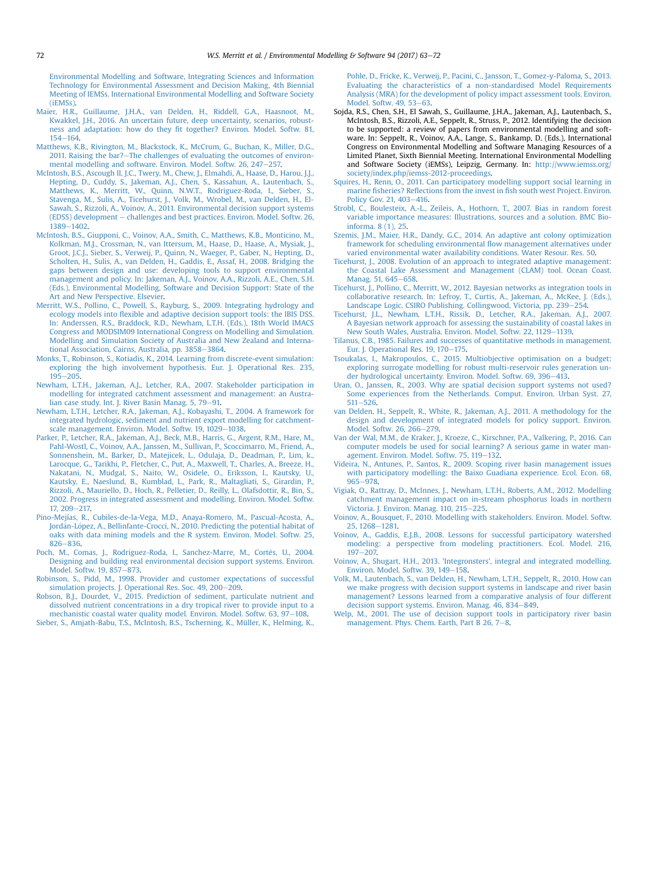Environmental Modelling and Software, Integrating Sciences and Information Technology for Environmental Assessment and Decision Making, 4th Biennial Meeting of IEMSs. International Environmental Modelling and Software Society (iEMSs).

Maier, H.R., Guillaume, J.H.A., van Delden, H., Riddell, G.A., Haasnoot, M., Kwakkel, J.H., 2016. An uncertain future, deep uncertainty, scenarios, robustness and adaptation: how do they fit together? Environ. Model. Softw. 81, 154–164.

Matthews, K.B., Rivington, M., Blackstock, K., McCrum, G., Buchan, K., Miller, D.G., 2011. Raising the bar?—The challenges of evaluating the outcomes of environmental modelling and software. Environ. Model. Softw. 26, 247–257.

McIntosh, B.S., Ascough II, J.C., Twery, M., Chew, J., Elmahdi, A., Haase, D., Harou, J.J., Hepting, D., Cuddy, S., Jakeman, A.J., Chen, S., Kassahun, A., Lautenbach, S., Matthews, K., Merritt, W., Quinn, N.W.T., Rodriguez-Roda, I., Sieber, S., Stavenga, M., Sulis, A., Ticehurst, J., Volk, M., Wrobel, M., van Delden, H., El-Sawah, S., Rizzoli, A., Voinov, A., 2011. Environmental decision support systems (EDSS) development — challenges and best practices. Environ. Model. Softw. 26, 1389–1402.

McIntosh, B.S., Giupponi, C., Voinov, A.A., Smith, C., Matthews, K.B., Monticino, M., Kolkman, M.J., Crossman, N., van Ittersum, M., Haase, D., Haase, A., Mysiak, J., Groot, J.C.J., Sieber, S., Verweij, P., Quinn, N., Waeger, P., Gaber, N., Hepting, D., Scholten, H., Sulis, A., van Delden, H., Gaddis, E., Assaf, H., 2008. Bridging the gaps between design and use: developing tools to support environmental management and policy. In: Jakeman, A.J., Voinov, A.A., Rizzoli, A.E., Chen, S.H. (Eds.), Environmental Modelling, Software and Decision Support: State of the Art and New Perspective. Elsevier.

Merritt, W.S., Pollino, C., Powell, S., Rayburg, S., 2009. Integrating hydrology and ecology models into flexible and adaptive decision support tools: the IBIS DSS. In: Anderssen, R.S., Braddock, R.D., Newham, L.T.H. (Eds.), 18th World IMACS Congress and MODSIM09 International Congress on Modelling and Simulation. Modelling and Simulation Society of Australia and New Zealand and International Association, Cairns, Australia, pp. 3858–3864.

Monks, T., Robinson, S., Kotiadis, K., 2014. Learning from discrete-event simulation: exploring the high involvement hypothesis. Eur. J. Operational Res. 235, 195–205.

Newham, L.T.H., Jakeman, A.J., Letcher, R.A., 2007. Stakeholder participation in modelling for integrated catchment assessment and management: an Australian case study. Int. J. River Basin Manag. 5, 79–91.

Newham, L.T.H., Letcher, R.A., Jakeman, A.J., Kobayashi, T., 2004. A framework for integrated hydrologic, sediment and nutrient export modelling for catchment-scale management. Environ. Model. Softw. 19, 1029–1038.

Parker, P., Letcher, R.A., Jakeman, A.J., Beck, M.B., Harris, G., Argent, R.M., Hare, M., Pahl-Wostl, C., Voinov, A.A., Janssen, M., Sullivan, P., Scoccimarro, M., Friend, A., Sonnenshein, M., Barker, D., Matejicek, L., Odulaja, D., Deadman, P., Lim, k., Larocque, G., Tarikhi, P., Fletcher, C., Put, A., Maxwell, T., Charles, A., Breeze, H., Nakatani, N., Mudgal, S., Naito, W., Osidele, O., Eriksson, I., Kautsky, U., Kautsky, E., Naeslund, B., Kumblad, L., Park, R., Maltagliati, S., Girardin, P., Rizzoli, A., Mauriello, D., Hoch, R., Pelletier, D., Reilly, L., Olafsdottir, R., Bin, S., 2002. Progress in integrated assessment and modelling. Environ. Model. Softw. 17, 209–217.

Pino-Mejías, R., Cubiles-de-la-Vega, M.D., Anaya-Romero, M., Pascual-Acosta, A., Jordán-López, A., Bellinfante-Crocci, N., 2010. Predicting the potential habitat of oaks with data mining models and the R system. Environ. Model. Softw. 25, 826–836.

Poch, M., Comas, J., Rodriguez-Roda, I., Sanchez-Marre, M., Cortés, U., 2004. Designing and building real environmental decision support systems. Environ. Model. Softw. 19, 857–873.

Robinson, S., Pidd, M., 1998. Provider and customer expectations of successful simulation projects. J. Operational Res. Soc. 49, 200–209.

Robson, B.J., Dourdet, V., 2015. Prediction of sediment, particulate nutrient and dissolved nutrient concentrations in a dry tropical river to provide input to a mechanistic coastal water quality model. Environ. Model. Softw. 63, 97–108.

Sieber, S., Amjath-Babu, T.S., McIntosh, B.S., Tscherning, K., Müller, K., Helming, K., Pohle, D., Fricke, K., Verweij, P., Pacini, C., Jansson, T., Gomez-y-Paloma, S., 2013. Evaluating the characteristics of a non-standardised Model Requirements Analysis (MRA) for the development of policy impact assessment tools. Environ. Model. Softw. 49, 53–63.

Sojda, R.S., Chen, S.H., El Sawah, S., Guillaume, J.H.A., Jakeman, A.J., Lautenbach, S., McIntosh, B.S., Rizzoli, A.E., Seppelt, R., Struss, P., 2012. Identifying the decision to be supported: a review of papers from environmental modelling and software. In: Seppelt, R., Voinov, A.A., Lange, S., Bankamp, D. (Eds.), International Congress on Environmental Modelling and Software Managing Resources of a Limited Planet, Sixth Biennial Meeting. International Environmental Modelling and Software Society (iEMSs), Leipzig, Germany. In: http://www.iemss.org/society/index.php/iemss-2012-proceedings.

Squires, H., Renn, O., 2011. Can participatory modelling support social learning in marine fisheries? Reflections from the invest in fish south west Project. Environ. Policy Gov. 21, 403–416.

Strobl, C., Boulesteix, A.-L., Zeileis, A., Hothorn, T., 2007. Bias in random forest variable importance measures: Illustrations, sources and a solution. BMC Bioinforma. 8 (1), 25.

Szemis, J.M., Maier, H.R., Dandy, G.C., 2014. An adaptive ant colony optimization framework for scheduling environmental flow management alternatives under varied environmental water availability conditions. Water Resour. Res. 50.

Ticehurst, J., 2008. Evolution of an approach to integrated adaptive management: the Coastal Lake Assessment and Management (CLAM) tool. Ocean Coast. Manag. 51, 645–658.

Ticehurst, J., Pollino, C., Merritt, W., 2012. Bayesian networks as integration tools in collaborative research. In: Lefroy, T., Curtis, A., Jakeman, A., McKee, J. (Eds.), Landscape Logic. CSIRO Publishing. Collingwood, Victoria, pp. 239–254.

Ticehurst, J.L., Newham, L.T.H., Rissik, D., Letcher, R.A., Jakeman, A.J., 2007. A Bayesian network approach for assessing the sustainability of coastal lakes in New South Wales, Australia. Environ. Model. Softw. 22, 1129–1139.

Tilanus, C.B., 1985. Failures and successes of quantitative methods in management. Eur. J. Operational Res. 19, 170–175.

Tsoukalas, I., Makropoulos, C., 2015. Multiobjective optimisation on a budget: exploring surrogate modelling for robust multi-reservoir rules generation under hydrological uncertainty. Environ. Model. Softw. 69, 396–413.

Uran, O., Janssen, R., 2003. Why are spatial decision support systems not used? Some experiences from the Netherlands. Comput. Environ. Urban Syst. 27, 511–526.

van Delden, H., Seppelt, R., White, R., Jakeman, A.J., 2011. A methodology for the design and development of integrated models for policy support. Environ. Model. Softw. 26, 266–279.

Van der Wal, M.M., de Kraker, J., Kroeze, C., Kirschner, P.A., Valkering, P., 2016. Can computer models be used for social learning? A serious game in water management. Environ. Model. Softw. 75, 119–132.

Videira, N., Antunes, P., Santos, R., 2009. Scoping river basin management issues with participatory modelling: the Baixo Guadiana experience. Ecol. Econ. 68, 965–978.

Vigiak, O., Rattray, D., McInnes, J., Newham, L.T.H., Roberts, A.M., 2012. Modelling catchment management impact on in-stream phosphorus loads in northern Victoria. J. Environ. Manag. 110, 215–225.

Voinov, A., Bousquet, F., 2010. Modelling with stakeholders. Environ. Model. Softw. 25, 1268–1281.

Voinov, A., Gaddis, E.J.B., 2008. Lessons for successful participatory watershed modeling: a perspective from modeling practitioners. Ecol. Model. 216, 197–207.

Voinov, A., Shugart, H.H., 2013. 'Integronsters', integral and integrated modelling. Environ. Model. Softw. 39, 149–158.

Volk, M., Lautenbach, S., van Delden, H., Newham, L.T.H., Seppelt, R., 2010. How can we make progress with decision support systems in landscape and river basin management? Lessons learned from a comparative analysis of four different decision support systems. Environ. Manag. 46, 834–849.

Welp, M., 2001. The use of decision support tools in participatory river basin management. Phys. Chem. Earth, Part B 26, 7–8.